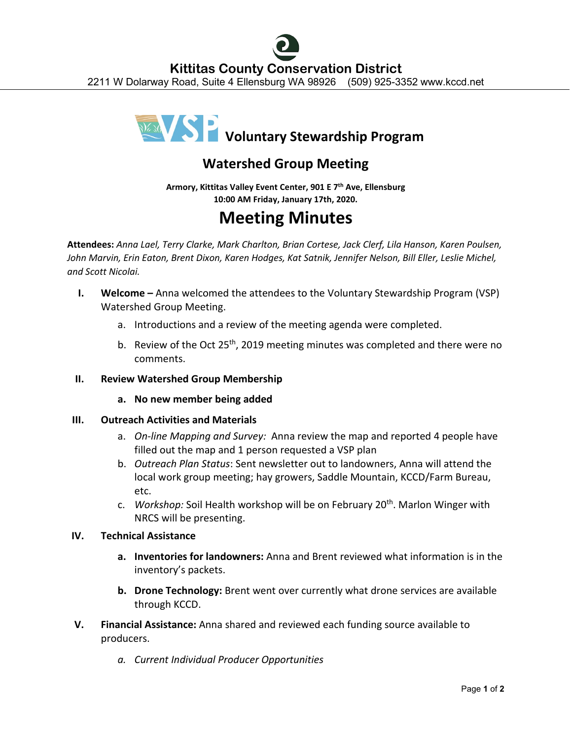# Kittitas County Conservation District

2211 W Dolarway Road, Suite 4 Ellensburg WA 98926 (509) 925-3352 www.kccd.net

## VSP Voluntary Stewardship Program

## Watershed Group Meeting

**Armory, Kittitas Valley Event Center, 901 E 7th Ave, Ellensburg**
**10:00 AM Friday, January 17th, 2020.**

# Meeting Minutes

**Attendees:** *Anna Lael, Terry Clarke, Mark Charlton, Brian Cortese, Jack Clerf, Lila Hanson, Karen Poulsen, John Marvin, Erin Eaton, Brent Dixon, Karen Hodges, Kat Satnik, Jennifer Nelson, Bill Eller, Leslie Michel, and Scott Nicolai.*

I. **Welcome –** Anna welcomed the attendees to the Voluntary Stewardship Program (VSP) Watershed Group Meeting.
   a. Introductions and a review of the meeting agenda were completed.
   b. Review of the Oct 25th, 2019 meeting minutes was completed and there were no comments.

II. **Review Watershed Group Membership**
   a. **No new member being added**

III. **Outreach Activities and Materials**
   a. *On-line Mapping and Survey:* Anna review the map and reported 4 people have filled out the map and 1 person requested a VSP plan
   b. *Outreach Plan Status*: Sent newsletter out to landowners, Anna will attend the local work group meeting; hay growers, Saddle Mountain, KCCD/Farm Bureau, etc.
   c. *Workshop:* Soil Health workshop will be on February 20th. Marlon Winger with NRCS will be presenting.

IV. **Technical Assistance**
   a. **Inventories for landowners:** Anna and Brent reviewed what information is in the inventory's packets.
   b. **Drone Technology:** Brent went over currently what drone services are available through KCCD.

V. **Financial Assistance:** Anna shared and reviewed each funding source available to producers.
   a. *Current Individual Producer Opportunities*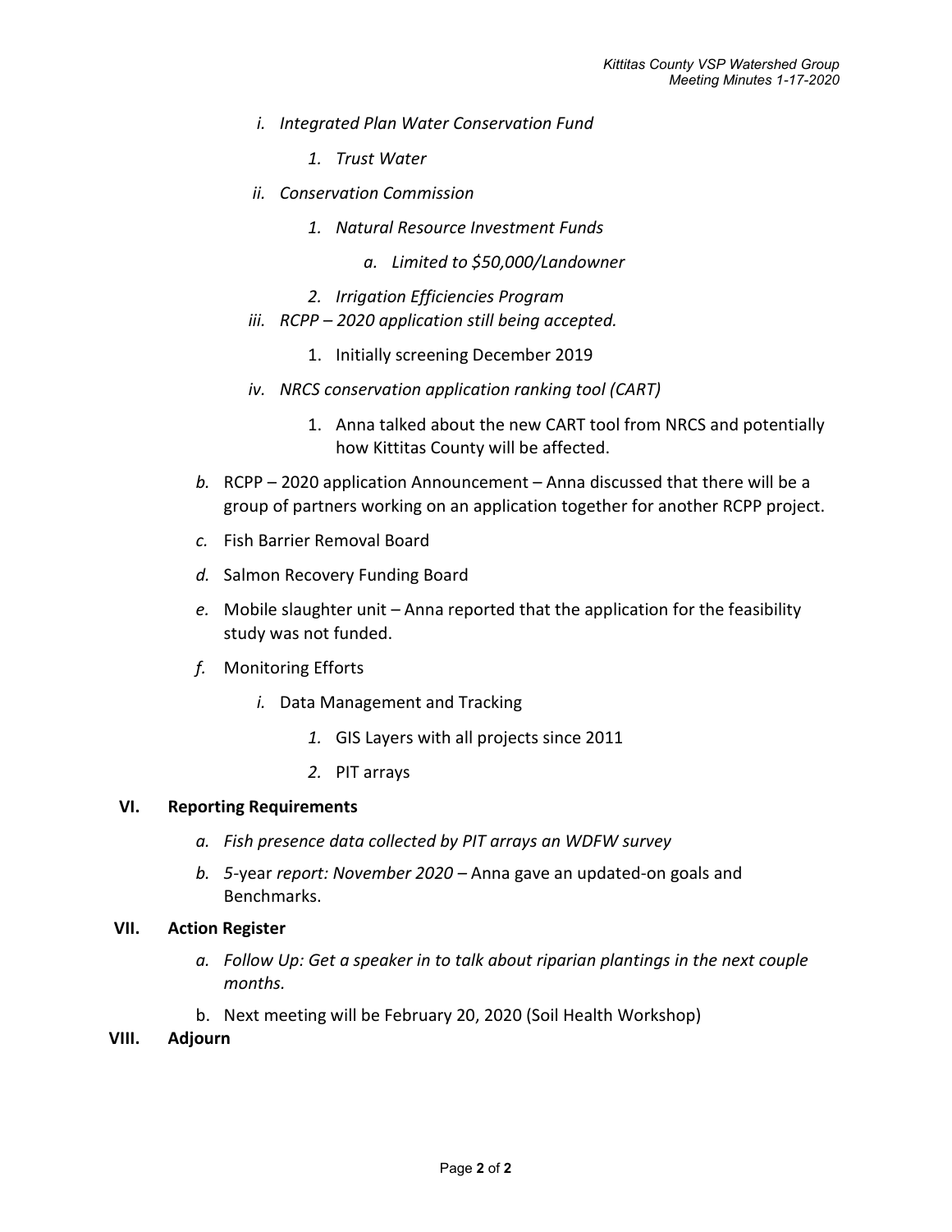- *i. Integrated Plan Water Conservation Fund*
    - *1. Trust Water*
- *ii. Conservation Commission*
    - *1. Natural Resource Investment Funds*
        - *a. Limited to $50,000/Landowner*
    - *2. Irrigation Efficiencies Program*
- *iii. RCPP – 2020 application still being accepted.*
    - 1. Initially screening December 2019
- *iv. NRCS conservation application ranking tool (CART)*
    - 1. Anna talked about the new CART tool from NRCS and potentially how Kittitas County will be affected.

*b.* RCPP – 2020 application Announcement – Anna discussed that there will be a group of partners working on an application together for another RCPP project.

*c.* Fish Barrier Removal Board

*d.* Salmon Recovery Funding Board

*e.* Mobile slaughter unit – Anna reported that the application for the feasibility study was not funded.

*f.* Monitoring Efforts

- *i.* Data Management and Tracking
    - *1.* GIS Layers with all projects since 2011
    - *2.* PIT arrays

## VI. Reporting Requirements

*a. Fish presence data collected by PIT arrays an WDFW survey*

*b. 5*-year *report: November 2020* – Anna gave an updated-on goals and Benchmarks.

## VII. Action Register

*a. Follow Up: Get a speaker in to talk about riparian plantings in the next couple months.*

b. Next meeting will be February 20, 2020 (Soil Health Workshop)

## VIII. Adjourn